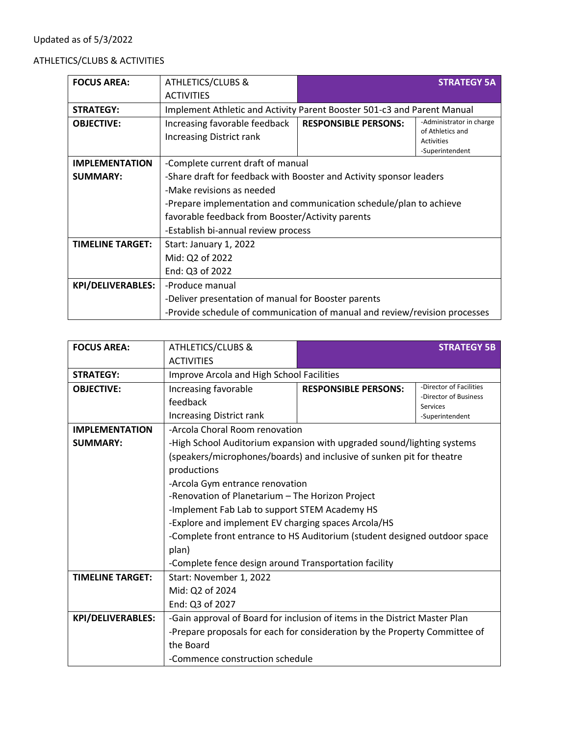Updated as of 5/3/2022

ATHLETICS/CLUBS & ACTIVITIES

| **FOCUS AREA:** | ATHLETICS/CLUBS & ACTIVITIES | | **STRATEGY 5A** |
|---|---|---|---|
| **STRATEGY:** | Implement Athletic and Activity Parent Booster 501-c3 and Parent Manual | | |
| **OBJECTIVE:** | Increasing favorable feedback<br>Increasing District rank | **RESPONSIBLE PERSONS:** | -Administrator in charge of Athletics and Activities<br>-Superintendent |
| **IMPLEMENTATION SUMMARY:** | -Complete current draft of manual<br>-Share draft for feedback with Booster and Activity sponsor leaders<br>-Make revisions as needed<br>-Prepare implementation and communication schedule/plan to achieve favorable feedback from Booster/Activity parents<br>-Establish bi-annual review process | | |
| **TIMELINE TARGET:** | Start: January 1, 2022<br>Mid: Q2 of 2022<br>End: Q3 of 2022 | | |
| **KPI/DELIVERABLES:** | -Produce manual<br>-Deliver presentation of manual for Booster parents<br>-Provide schedule of communication of manual and review/revision processes | | |

| **FOCUS AREA:** | ATHLETICS/CLUBS & ACTIVITIES | | **STRATEGY 5B** |
|---|---|---|---|
| **STRATEGY:** | Improve Arcola and High School Facilities | | |
| **OBJECTIVE:** | Increasing favorable feedback<br>Increasing District rank | **RESPONSIBLE PERSONS:** | -Director of Facilities<br>-Director of Business Services<br>-Superintendent |
| **IMPLEMENTATION SUMMARY:** | -Arcola Choral Room renovation<br>-High School Auditorium expansion with upgraded sound/lighting systems (speakers/microphones/boards) and inclusive of sunken pit for theatre productions<br>-Arcola Gym entrance renovation<br>-Renovation of Planetarium – The Horizon Project<br>-Implement Fab Lab to support STEM Academy HS<br>-Explore and implement EV charging spaces Arcola/HS<br>-Complete front entrance to HS Auditorium (student designed outdoor space plan)<br>-Complete fence design around Transportation facility | | |
| **TIMELINE TARGET:** | Start: November 1, 2022<br>Mid: Q2 of 2024<br>End: Q3 of 2027 | | |
| **KPI/DELIVERABLES:** | -Gain approval of Board for inclusion of items in the District Master Plan<br>-Prepare proposals for each for consideration by the Property Committee of the Board<br>-Commence construction schedule | | |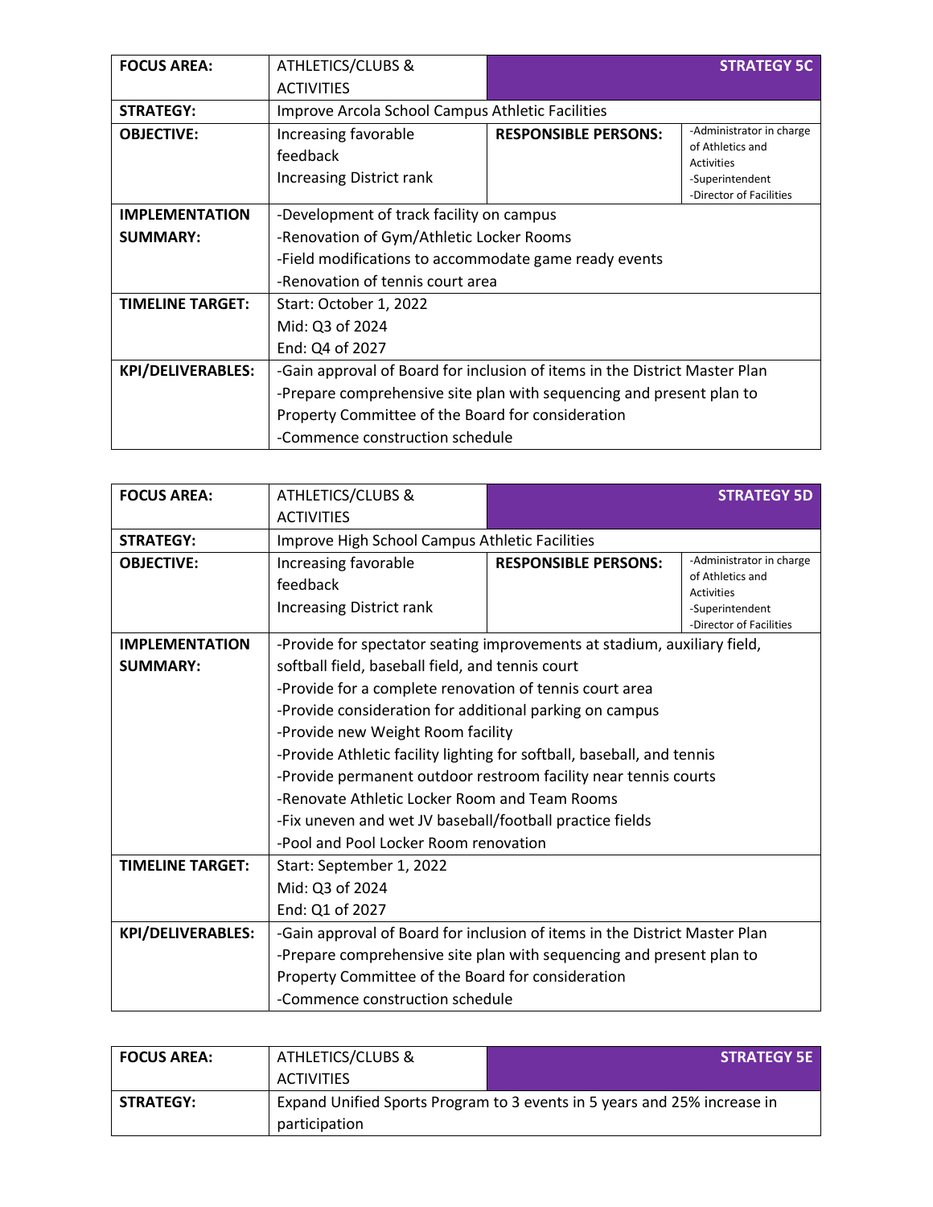| FOCUS AREA: | ATHLETICS/CLUBS & ACTIVITIES | | STRATEGY 5C |
|---|---|---|---|
| STRATEGY: | Improve Arcola School Campus Athletic Facilities | | |
| OBJECTIVE: | Increasing favorable feedback<br>Increasing District rank | RESPONSIBLE PERSONS: | -Administrator in charge of Athletics and Activities<br>-Superintendent<br>-Director of Facilities |
| IMPLEMENTATION SUMMARY: | -Development of track facility on campus<br>-Renovation of Gym/Athletic Locker Rooms<br>-Field modifications to accommodate game ready events<br>-Renovation of tennis court area | | |
| TIMELINE TARGET: | Start: October 1, 2022<br>Mid: Q3 of 2024<br>End: Q4 of 2027 | | |
| KPI/DELIVERABLES: | -Gain approval of Board for inclusion of items in the District Master Plan<br>-Prepare comprehensive site plan with sequencing and present plan to Property Committee of the Board for consideration<br>-Commence construction schedule | | |

| FOCUS AREA: | ATHLETICS/CLUBS & ACTIVITIES | | STRATEGY 5D |
|---|---|---|---|
| STRATEGY: | Improve High School Campus Athletic Facilities | | |
| OBJECTIVE: | Increasing favorable feedback<br>Increasing District rank | RESPONSIBLE PERSONS: | -Administrator in charge of Athletics and Activities<br>-Superintendent<br>-Director of Facilities |
| IMPLEMENTATION SUMMARY: | -Provide for spectator seating improvements at stadium, auxiliary field, softball field, baseball field, and tennis court<br>-Provide for a complete renovation of tennis court area<br>-Provide consideration for additional parking on campus<br>-Provide new Weight Room facility<br>-Provide Athletic facility lighting for softball, baseball, and tennis<br>-Provide permanent outdoor restroom facility near tennis courts<br>-Renovate Athletic Locker Room and Team Rooms<br>-Fix uneven and wet JV baseball/football practice fields<br>-Pool and Pool Locker Room renovation | | |
| TIMELINE TARGET: | Start: September 1, 2022<br>Mid: Q3 of 2024<br>End: Q1 of 2027 | | |
| KPI/DELIVERABLES: | -Gain approval of Board for inclusion of items in the District Master Plan<br>-Prepare comprehensive site plan with sequencing and present plan to Property Committee of the Board for consideration<br>-Commence construction schedule | | |

| FOCUS AREA: | ATHLETICS/CLUBS & ACTIVITIES | STRATEGY 5E |
|---|---|---|
| STRATEGY: | Expand Unified Sports Program to 3 events in 5 years and 25% increase in participation | |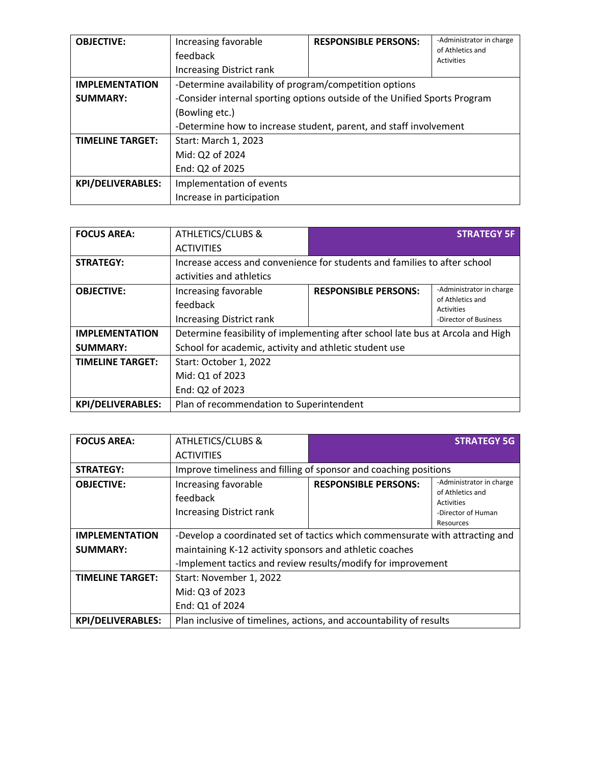| | | | |
|---|---|---|---|
| **OBJECTIVE:** | Increasing favorable feedback<br>Increasing District rank | **RESPONSIBLE PERSONS:** | -Administrator in charge of Athletics and Activities |
| **IMPLEMENTATION SUMMARY:** | -Determine availability of program/competition options<br>-Consider internal sporting options outside of the Unified Sports Program (Bowling etc.)<br>-Determine how to increase student, parent, and staff involvement | | |
| **TIMELINE TARGET:** | Start: March 1, 2023<br>Mid: Q2 of 2024<br>End: Q2 of 2025 | | |
| **KPI/DELIVERABLES:** | Implementation of events<br>Increase in participation | | |

| | | | |
|---|---|---|---|
| **FOCUS AREA:** | ATHLETICS/CLUBS & ACTIVITIES | | **STRATEGY 5F** |
| **STRATEGY:** | Increase access and convenience for students and families to after school activities and athletics | | |
| **OBJECTIVE:** | Increasing favorable feedback<br>Increasing District rank | **RESPONSIBLE PERSONS:** | -Administrator in charge of Athletics and Activities<br>-Director of Business |
| **IMPLEMENTATION SUMMARY:** | Determine feasibility of implementing after school late bus at Arcola and High School for academic, activity and athletic student use | | |
| **TIMELINE TARGET:** | Start: October 1, 2022<br>Mid: Q1 of 2023<br>End: Q2 of 2023 | | |
| **KPI/DELIVERABLES:** | Plan of recommendation to Superintendent | | |

| | | | |
|---|---|---|---|
| **FOCUS AREA:** | ATHLETICS/CLUBS & ACTIVITIES | | **STRATEGY 5G** |
| **STRATEGY:** | Improve timeliness and filling of sponsor and coaching positions | | |
| **OBJECTIVE:** | Increasing favorable feedback<br>Increasing District rank | **RESPONSIBLE PERSONS:** | -Administrator in charge of Athletics and Activities<br>-Director of Human Resources |
| **IMPLEMENTATION SUMMARY:** | -Develop a coordinated set of tactics which commensurate with attracting and maintaining K-12 activity sponsors and athletic coaches<br>-Implement tactics and review results/modify for improvement | | |
| **TIMELINE TARGET:** | Start: November 1, 2022<br>Mid: Q3 of 2023<br>End: Q1 of 2024 | | |
| **KPI/DELIVERABLES:** | Plan inclusive of timelines, actions, and accountability of results | | |